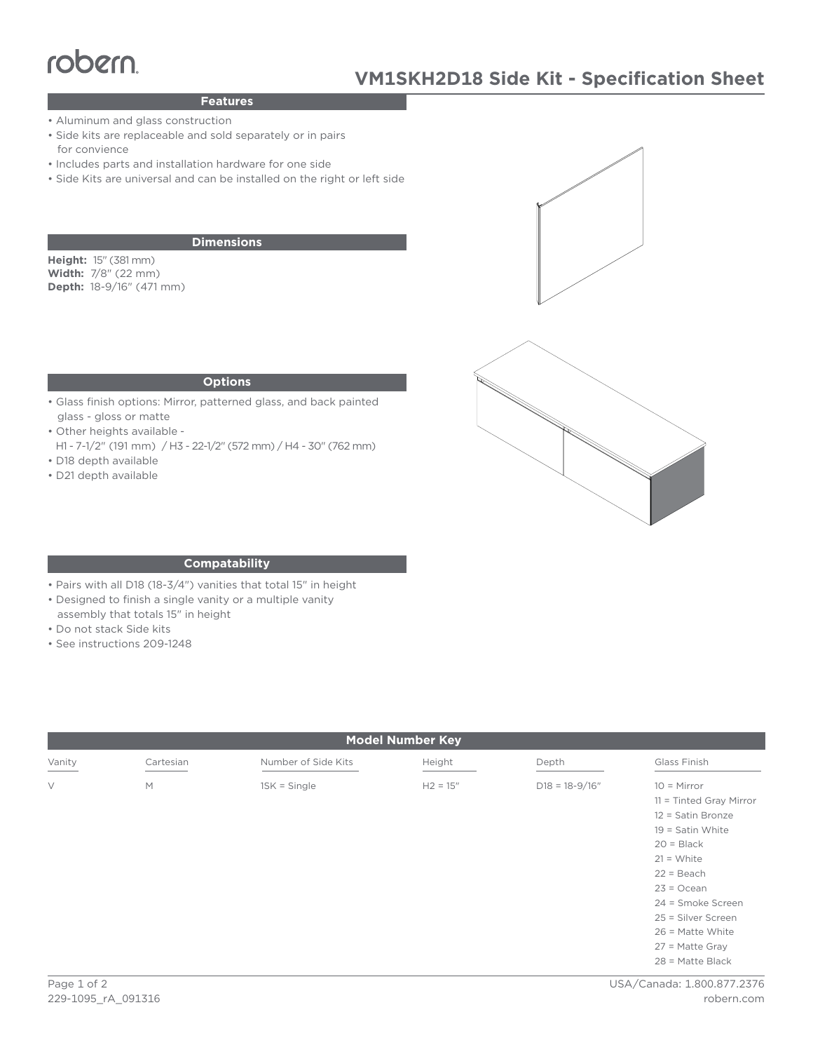robern

# VM1SKH2D18 Side Kit - Specification Sheet

## Features

- Aluminum and glass construction
- Side kits are replaceable and sold separately or in pairs for convience
- Includes parts and installation hardware for one side
- Side Kits are universal and can be installed on the right or left side

## Dimensions

**Height:** 15" (381 mm)
**Width:** 7/8" (22 mm)
**Depth:** 18-9/16" (471 mm)

## Options

- Glass finish options: Mirror, patterned glass, and back painted glass - gloss or matte
- Other heights available - H1 - 7-1/2" (191 mm) / H3 - 22-1/2" (572 mm) / H4 - 30" (762 mm)
- D18 depth available
- D21 depth available

## Compatability

- Pairs with all D18 (18-3/4") vanities that total 15" in height
- Designed to finish a single vanity or a multiple vanity assembly that totals 15" in height
- Do not stack Side kits
- See instructions 209-1248

## Model Number Key

| Vanity | Cartesian | Number of Side Kits | Height | Depth | Glass Finish |
|---|---|---|---|---|---|
| V | M | 1SK = Single | H2 = 15" | D18 = 18-9/16" | 10 = Mirror |
| | | | | | 11 = Tinted Gray Mirror |
| | | | | | 12 = Satin Bronze |
| | | | | | 19 = Satin White |
| | | | | | 20 = Black |
| | | | | | 21 = White |
| | | | | | 22 = Beach |
| | | | | | 23 = Ocean |
| | | | | | 24 = Smoke Screen |
| | | | | | 25 = Silver Screen |
| | | | | | 26 = Matte White |
| | | | | | 27 = Matte Gray |
| | | | | | 28 = Matte Black |

229-1095_rA_091316

USA/Canada: 1.800.877.2376
robern.com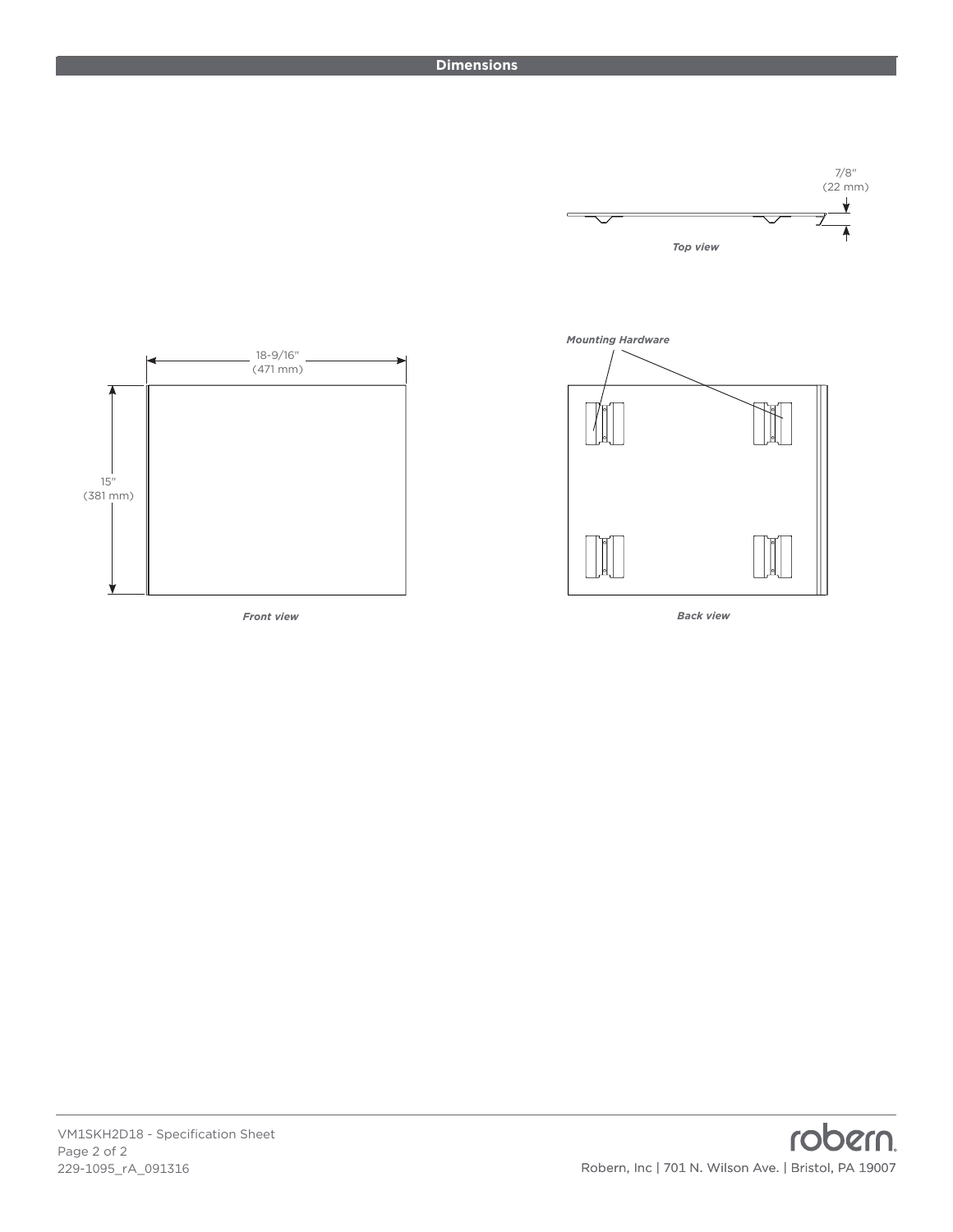## Dimensions

7/8″
(22 mm)

*Top view*

18-9/16″
(471 mm)

15″
(381 mm)

*Front view*

*Mounting Hardware*

*Back view*

VM1SKH2D18 - Specification Sheet
229-1095_rA_091316

robern

Robern, Inc | 701 N. Wilson Ave. | Bristol, PA 19007